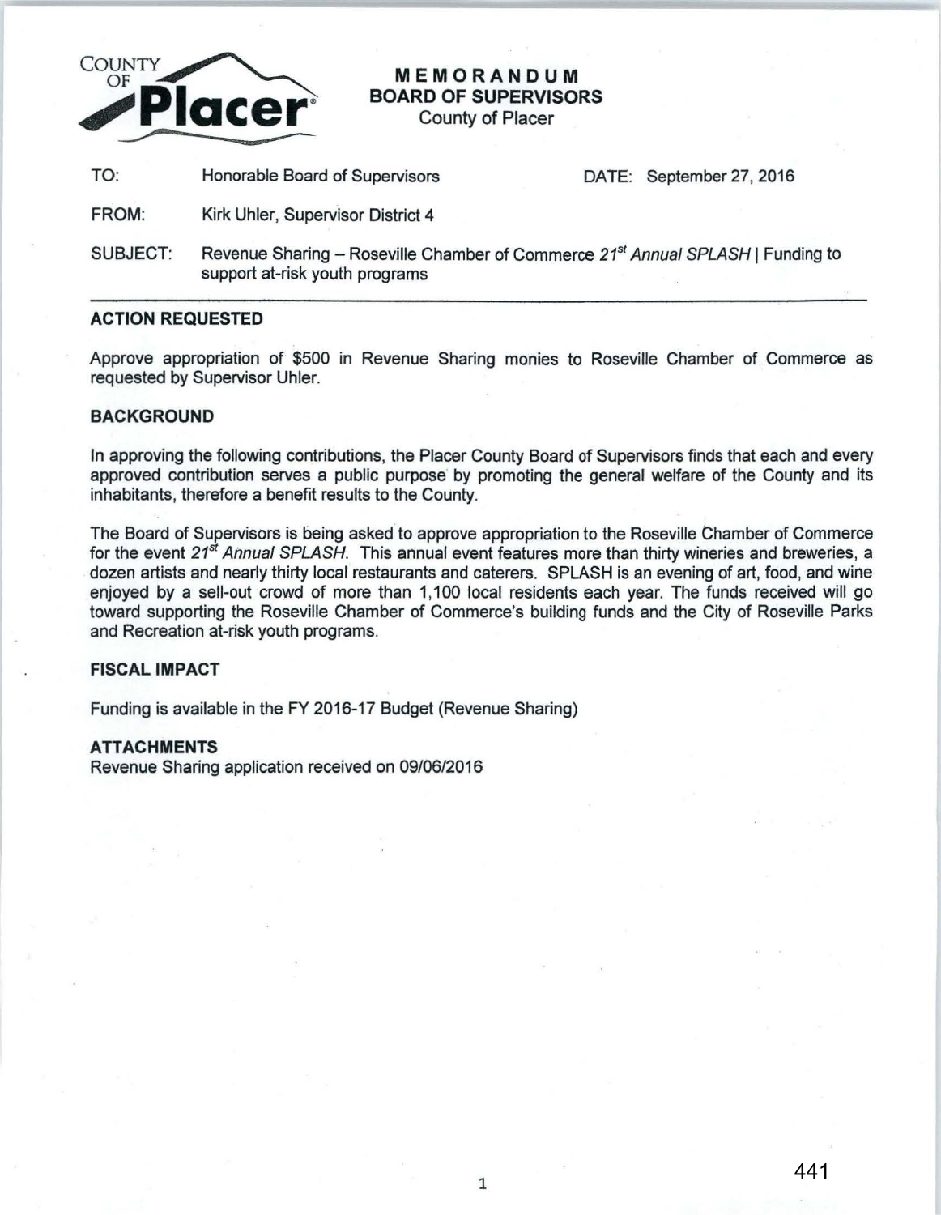COUNTY OF **Placer**

# MEMORANDUM
## BOARD OF SUPERVISORS
County of Placer

| | | |
|---|---|---|
| TO: | Honorable Board of Supervisors | DATE: September 27, 2016 |
| FROM: | Kirk Uhler, Supervisor District 4 | |
| SUBJECT: | Revenue Sharing – Roseville Chamber of Commerce *21st Annual SPLASH* \| Funding to support at-risk youth programs | |

### ACTION REQUESTED

Approve appropriation of $500 in Revenue Sharing monies to Roseville Chamber of Commerce as requested by Supervisor Uhler.

### BACKGROUND

In approving the following contributions, the Placer County Board of Supervisors finds that each and every approved contribution serves a public purpose by promoting the general welfare of the County and its inhabitants, therefore a benefit results to the County.

The Board of Supervisors is being asked to approve appropriation to the Roseville Chamber of Commerce for the event *21st Annual SPLASH*. This annual event features more than thirty wineries and breweries, a dozen artists and nearly thirty local restaurants and caterers. SPLASH is an evening of art, food, and wine enjoyed by a sell-out crowd of more than 1,100 local residents each year. The funds received will go toward supporting the Roseville Chamber of Commerce's building funds and the City of Roseville Parks and Recreation at-risk youth programs.

### FISCAL IMPACT

Funding is available in the FY 2016-17 Budget (Revenue Sharing)

### ATTACHMENTS

Revenue Sharing application received on 09/06/2016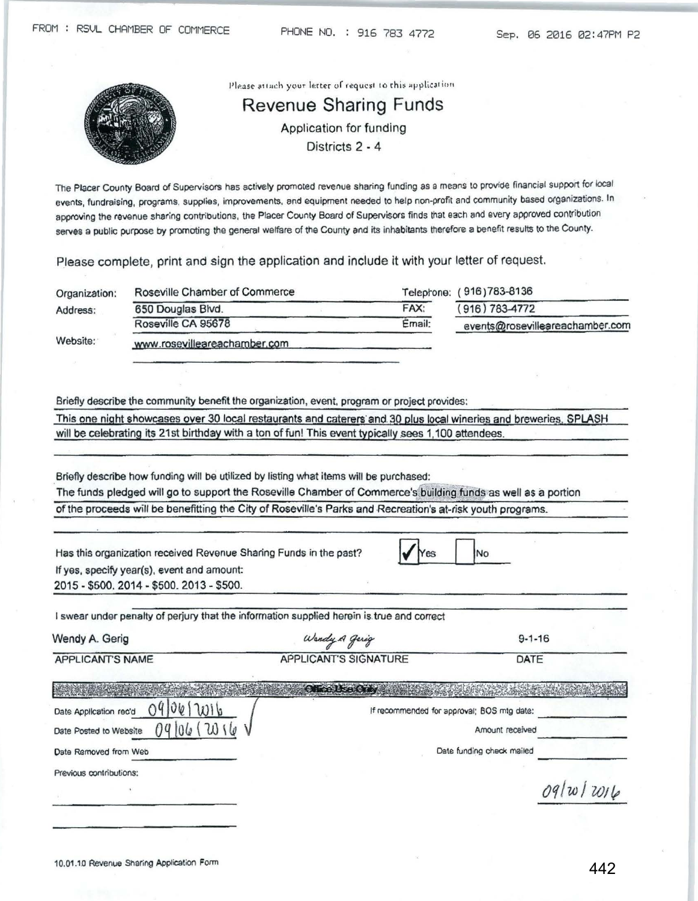Please attach your letter of request to this application

# Revenue Sharing Funds

Application for funding

Districts 2 - 4

The Placer County Board of Supervisors has actively promoted revenue sharing funding as a means to provide financial support for local events, fundraising, programs, supplies, improvements, and equipment needed to help non-profit and community based organizations. In approving the revenue sharing contributions, the Placer County Board of Supervisors finds that each and every approved contribution serves a public purpose by promoting the general welfare of the County and its inhabitants therefore a benefit results to the County.

Please complete, print and sign the application and include it with your letter of request.

| | | | |
|---|---|---|---|
| Organization: | Roseville Chamber of Commerce | Telephone: | (916)783-8136 |
| Address: | 650 Douglas Blvd. | FAX: | (916) 783-4772 |
| | Roseville CA 95678 | Email: | events@rosevilleareachamber.com |
| Website: | www.rosevilleareachamber.com | | |

Briefly describe the community benefit the organization, event, program or project provides:

This one night showcases over 30 local restaurants and caterers and 30 plus local wineries and breweries. SPLASH will be celebrating its 21st birthday with a ton of fun! This event typically sees 1,100 attendees.

Briefly describe how funding will be utilized by listing what items will be purchased:

The funds pledged will go to support the Roseville Chamber of Commerce's building funds as well as a portion of the proceeds will be benefitting the City of Roseville's Parks and Recreation's at-risk youth programs.

Has this organization received Revenue Sharing Funds in the past? ☑ Yes ☐ No

If yes, specify year(s), event and amount:

2015 - $500. 2014 - $500. 2013 - $500.

I swear under penalty of perjury that the information supplied herein is true and correct

| APPLICANT'S NAME | APPLICANT'S SIGNATURE | DATE |
|---|---|---|
| Wendy A. Gerig | *Wendy A Gerig* | 9-1-16 |

**Office Use Only**

Date Application rec'd 09/06/2016

Date Posted to Website 09/06/2016

Date Removed from Web

Previous contributions:

If recommended for approval; BOS mtg date:

Amount received

Date funding check mailed

09/20/2016

10.01.10 Revenue Sharing Application Form